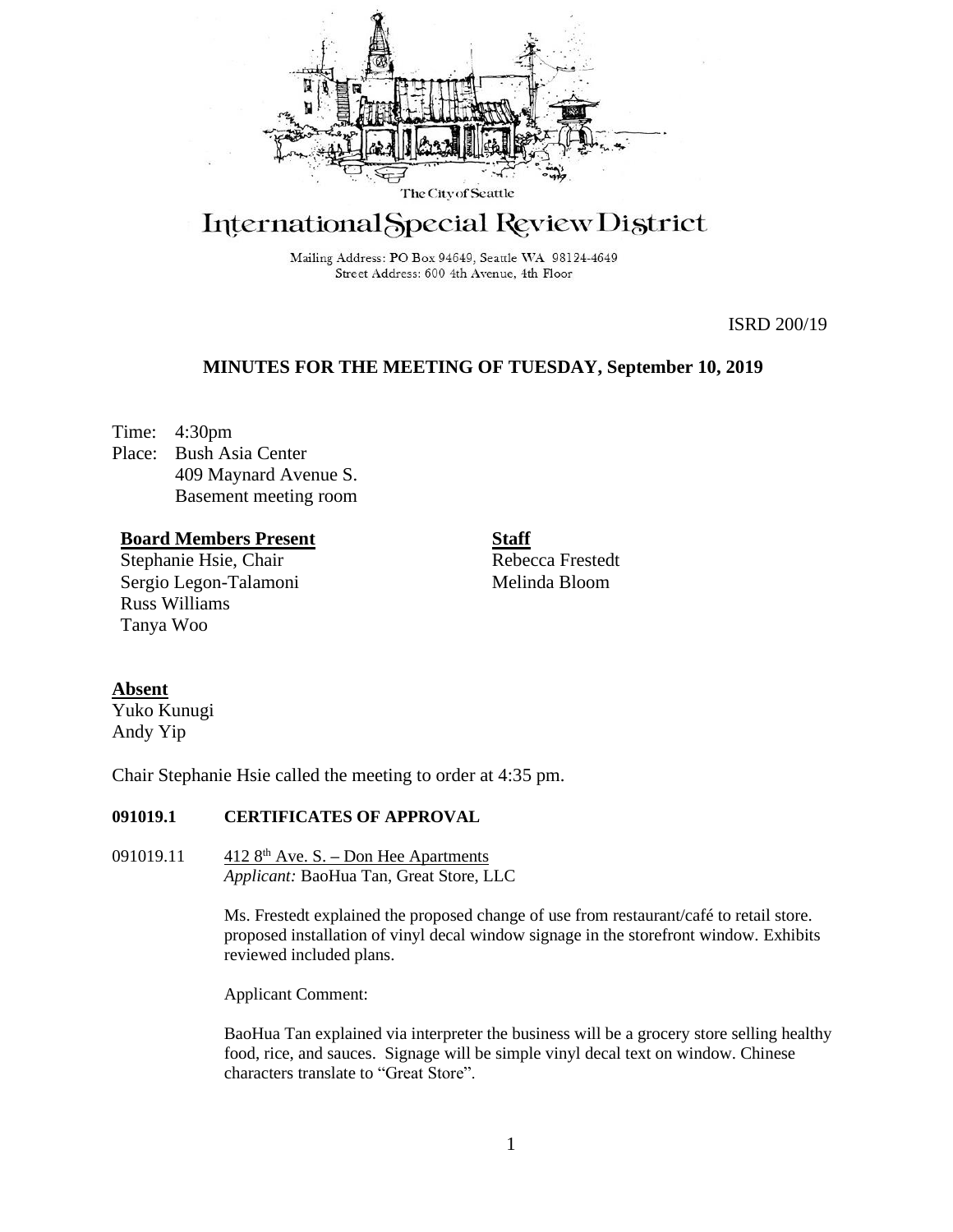The City of Seattle

# International Special Review District

Mailing Address: PO Box 94649, Seattle WA 98124-4649
Street Address: 600 4th Avenue, 4th Floor

ISRD 200/19

## MINUTES FOR THE MEETING OF TUESDAY, September 10, 2019

Time: 4:30pm
Place: Bush Asia Center
409 Maynard Avenue S.
Basement meeting room

**Board Members Present**
Stephanie Hsie, Chair
Sergio Legon-Talamoni
Russ Williams
Tanya Woo

**Staff**
Rebecca Frestedt
Melinda Bloom

**Absent**
Yuko Kunugi
Andy Yip

Chair Stephanie Hsie called the meeting to order at 4:35 pm.

**091019.1 CERTIFICATES OF APPROVAL**

091019.11 412 8th Ave. S. – Don Hee Apartments
*Applicant:* BaoHua Tan, Great Store, LLC

Ms. Frestedt explained the proposed change of use from restaurant/café to retail store. proposed installation of vinyl decal window signage in the storefront window. Exhibits reviewed included plans.

Applicant Comment:

BaoHua Tan explained via interpreter the business will be a grocery store selling healthy food, rice, and sauces. Signage will be simple vinyl decal text on window. Chinese characters translate to "Great Store".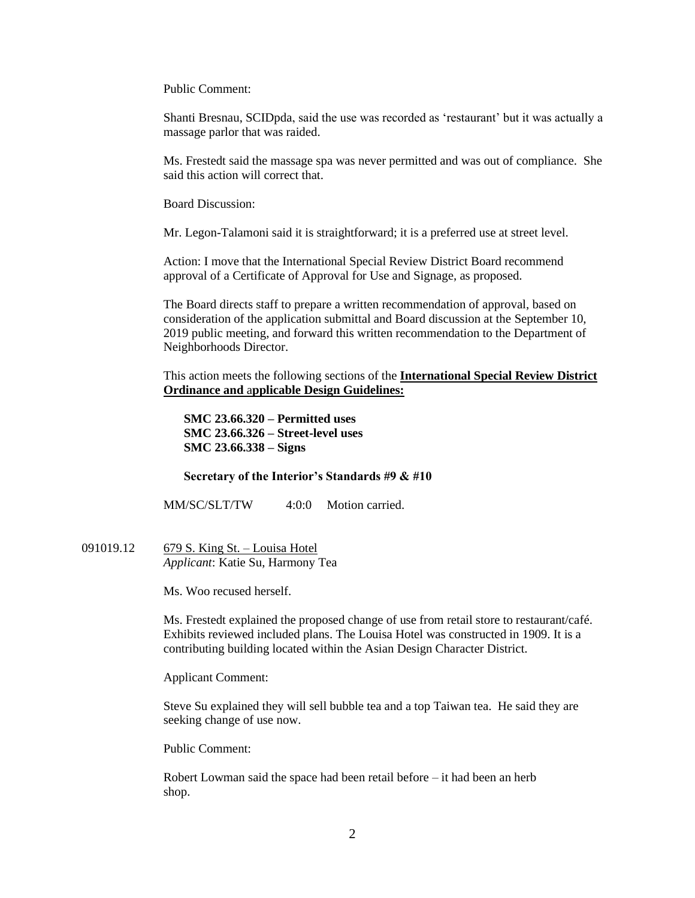Public Comment:

Shanti Bresnau, SCIDpda, said the use was recorded as 'restaurant' but it was actually a massage parlor that was raided.

Ms. Frestedt said the massage spa was never permitted and was out of compliance. She said this action will correct that.

Board Discussion:

Mr. Legon-Talamoni said it is straightforward; it is a preferred use at street level.

Action: I move that the International Special Review District Board recommend approval of a Certificate of Approval for Use and Signage, as proposed.

The Board directs staff to prepare a written recommendation of approval, based on consideration of the application submittal and Board discussion at the September 10, 2019 public meeting, and forward this written recommendation to the Department of Neighborhoods Director.

This action meets the following sections of the **International Special Review District Ordinance and applicable Design Guidelines:**

**SMC 23.66.320 – Permitted uses**
**SMC 23.66.326 – Street-level uses**
**SMC 23.66.338 – Signs**

**Secretary of the Interior's Standards #9 & #10**

MM/SC/SLT/TW 4:0:0 Motion carried.

091019.12 679 S. King St. – Louisa Hotel
*Applicant*: Katie Su, Harmony Tea

Ms. Woo recused herself.

Ms. Frestedt explained the proposed change of use from retail store to restaurant/café. Exhibits reviewed included plans. The Louisa Hotel was constructed in 1909. It is a contributing building located within the Asian Design Character District.

Applicant Comment:

Steve Su explained they will sell bubble tea and a top Taiwan tea. He said they are seeking change of use now.

Public Comment:

Robert Lowman said the space had been retail before – it had been an herb shop.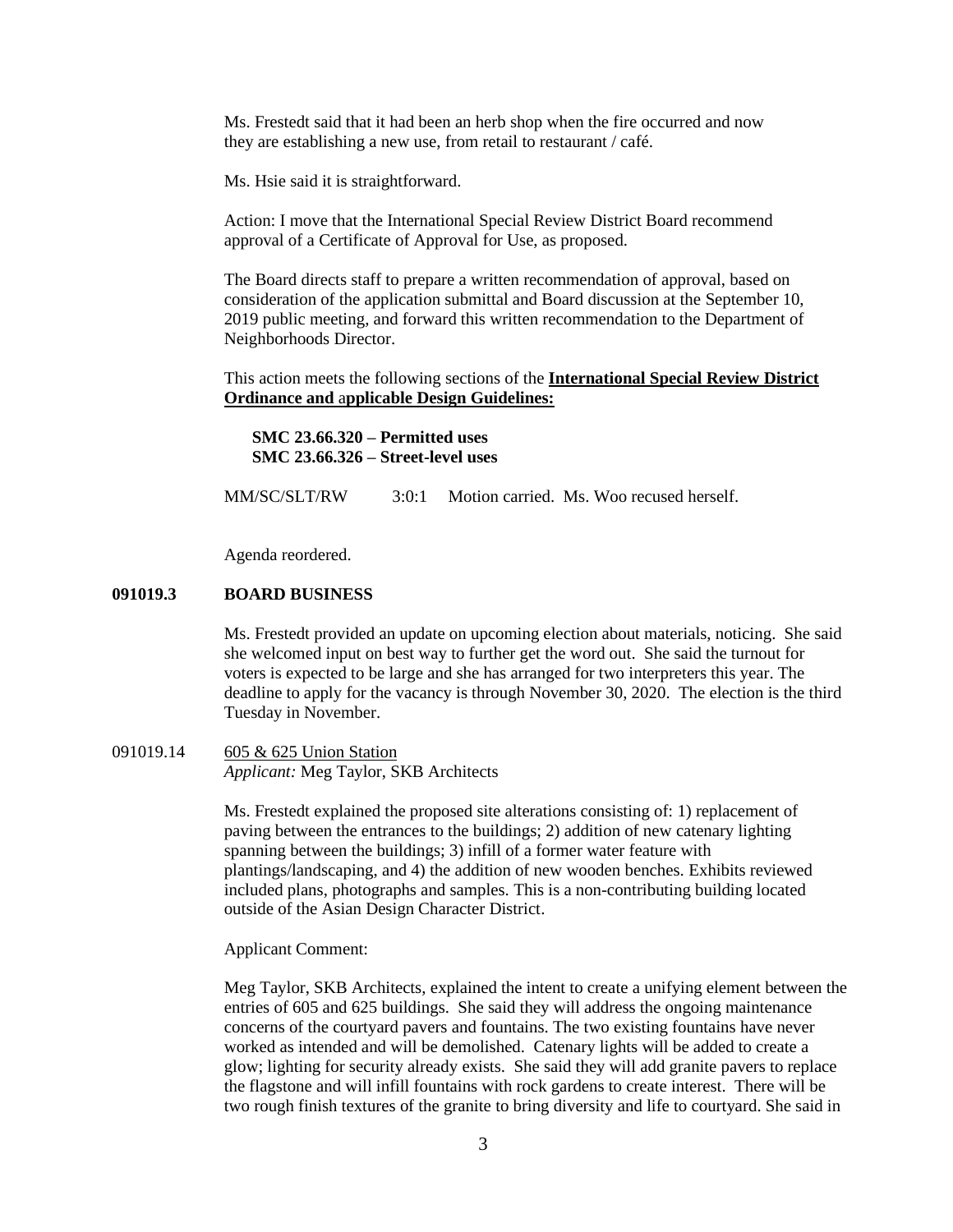Ms. Frestedt said that it had been an herb shop when the fire occurred and now they are establishing a new use, from retail to restaurant / café.

Ms. Hsie said it is straightforward.

Action: I move that the International Special Review District Board recommend approval of a Certificate of Approval for Use, as proposed.

The Board directs staff to prepare a written recommendation of approval, based on consideration of the application submittal and Board discussion at the September 10, 2019 public meeting, and forward this written recommendation to the Department of Neighborhoods Director.

This action meets the following sections of the **International Special Review District Ordinance and applicable Design Guidelines:**

**SMC 23.66.320 – Permitted uses**
**SMC 23.66.326 – Street-level uses**

MM/SC/SLT/RW 3:0:1 Motion carried. Ms. Woo recused herself.

Agenda reordered.

**091019.3 BOARD BUSINESS**

Ms. Frestedt provided an update on upcoming election about materials, noticing. She said she welcomed input on best way to further get the word out. She said the turnout for voters is expected to be large and she has arranged for two interpreters this year. The deadline to apply for the vacancy is through November 30, 2020. The election is the third Tuesday in November.

091019.14 605 & 625 Union Station
*Applicant:* Meg Taylor, SKB Architects

Ms. Frestedt explained the proposed site alterations consisting of: 1) replacement of paving between the entrances to the buildings; 2) addition of new catenary lighting spanning between the buildings; 3) infill of a former water feature with plantings/landscaping, and 4) the addition of new wooden benches. Exhibits reviewed included plans, photographs and samples. This is a non-contributing building located outside of the Asian Design Character District.

Applicant Comment:

Meg Taylor, SKB Architects, explained the intent to create a unifying element between the entries of 605 and 625 buildings. She said they will address the ongoing maintenance concerns of the courtyard pavers and fountains. The two existing fountains have never worked as intended and will be demolished. Catenary lights will be added to create a glow; lighting for security already exists. She said they will add granite pavers to replace the flagstone and will infill fountains with rock gardens to create interest. There will be two rough finish textures of the granite to bring diversity and life to courtyard. She said in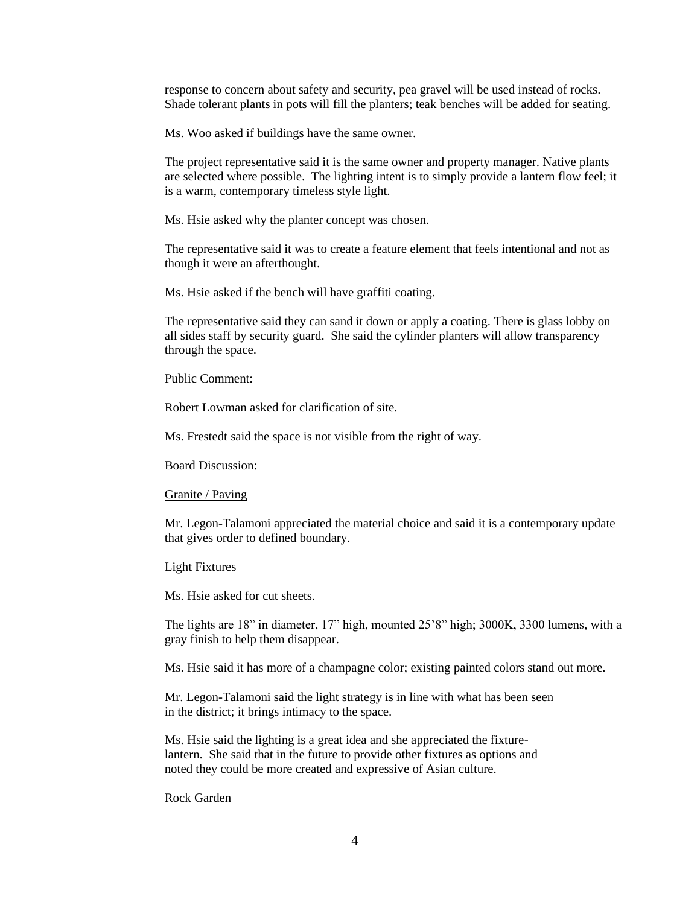response to concern about safety and security, pea gravel will be used instead of rocks. Shade tolerant plants in pots will fill the planters; teak benches will be added for seating.

Ms. Woo asked if buildings have the same owner.

The project representative said it is the same owner and property manager. Native plants are selected where possible. The lighting intent is to simply provide a lantern flow feel; it is a warm, contemporary timeless style light.

Ms. Hsie asked why the planter concept was chosen.

The representative said it was to create a feature element that feels intentional and not as though it were an afterthought.

Ms. Hsie asked if the bench will have graffiti coating.

The representative said they can sand it down or apply a coating. There is glass lobby on all sides staff by security guard. She said the cylinder planters will allow transparency through the space.

Public Comment:

Robert Lowman asked for clarification of site.

Ms. Frestedt said the space is not visible from the right of way.

Board Discussion:

<u>Granite / Paving</u>

Mr. Legon-Talamoni appreciated the material choice and said it is a contemporary update that gives order to defined boundary.

<u>Light Fixtures</u>

Ms. Hsie asked for cut sheets.

The lights are 18" in diameter, 17" high, mounted 25'8" high; 3000K, 3300 lumens, with a gray finish to help them disappear.

Ms. Hsie said it has more of a champagne color; existing painted colors stand out more.

Mr. Legon-Talamoni said the light strategy is in line with what has been seen in the district; it brings intimacy to the space.

Ms. Hsie said the lighting is a great idea and she appreciated the fixture-lantern. She said that in the future to provide other fixtures as options and noted they could be more created and expressive of Asian culture.

<u>Rock Garden</u>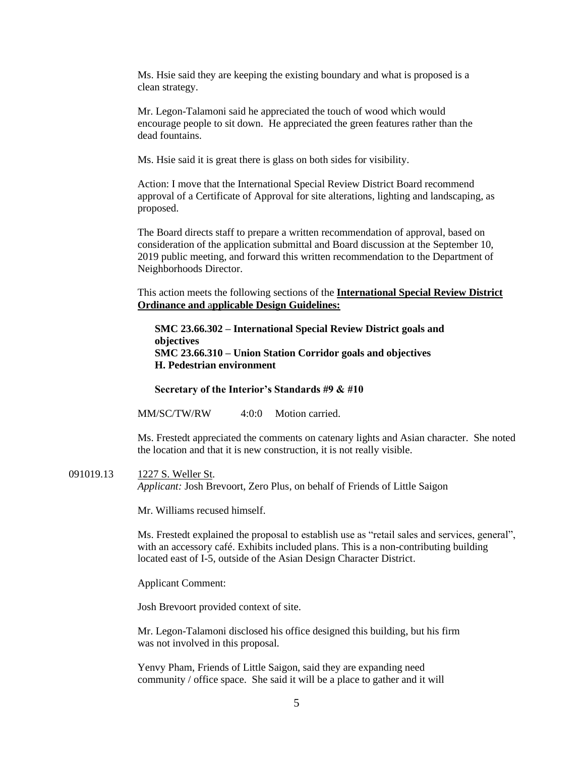Ms. Hsie said they are keeping the existing boundary and what is proposed is a clean strategy.

Mr. Legon-Talamoni said he appreciated the touch of wood which would encourage people to sit down. He appreciated the green features rather than the dead fountains.

Ms. Hsie said it is great there is glass on both sides for visibility.

Action: I move that the International Special Review District Board recommend approval of a Certificate of Approval for site alterations, lighting and landscaping, as proposed.

The Board directs staff to prepare a written recommendation of approval, based on consideration of the application submittal and Board discussion at the September 10, 2019 public meeting, and forward this written recommendation to the Department of Neighborhoods Director.

This action meets the following sections of the **International Special Review District Ordinance and applicable Design Guidelines:**

**SMC 23.66.302 – International Special Review District goals and objectives**
**SMC 23.66.310 – Union Station Corridor goals and objectives**
**H. Pedestrian environment**

**Secretary of the Interior's Standards #9 & #10**

MM/SC/TW/RW 4:0:0 Motion carried.

Ms. Frestedt appreciated the comments on catenary lights and Asian character. She noted the location and that it is new construction, it is not really visible.

091019.13 1227 S. Weller St.
*Applicant:* Josh Brevoort, Zero Plus, on behalf of Friends of Little Saigon

Mr. Williams recused himself.

Ms. Frestedt explained the proposal to establish use as "retail sales and services, general", with an accessory café. Exhibits included plans. This is a non-contributing building located east of I-5, outside of the Asian Design Character District.

Applicant Comment:

Josh Brevoort provided context of site.

Mr. Legon-Talamoni disclosed his office designed this building, but his firm was not involved in this proposal.

Yenvy Pham, Friends of Little Saigon, said they are expanding need community / office space. She said it will be a place to gather and it will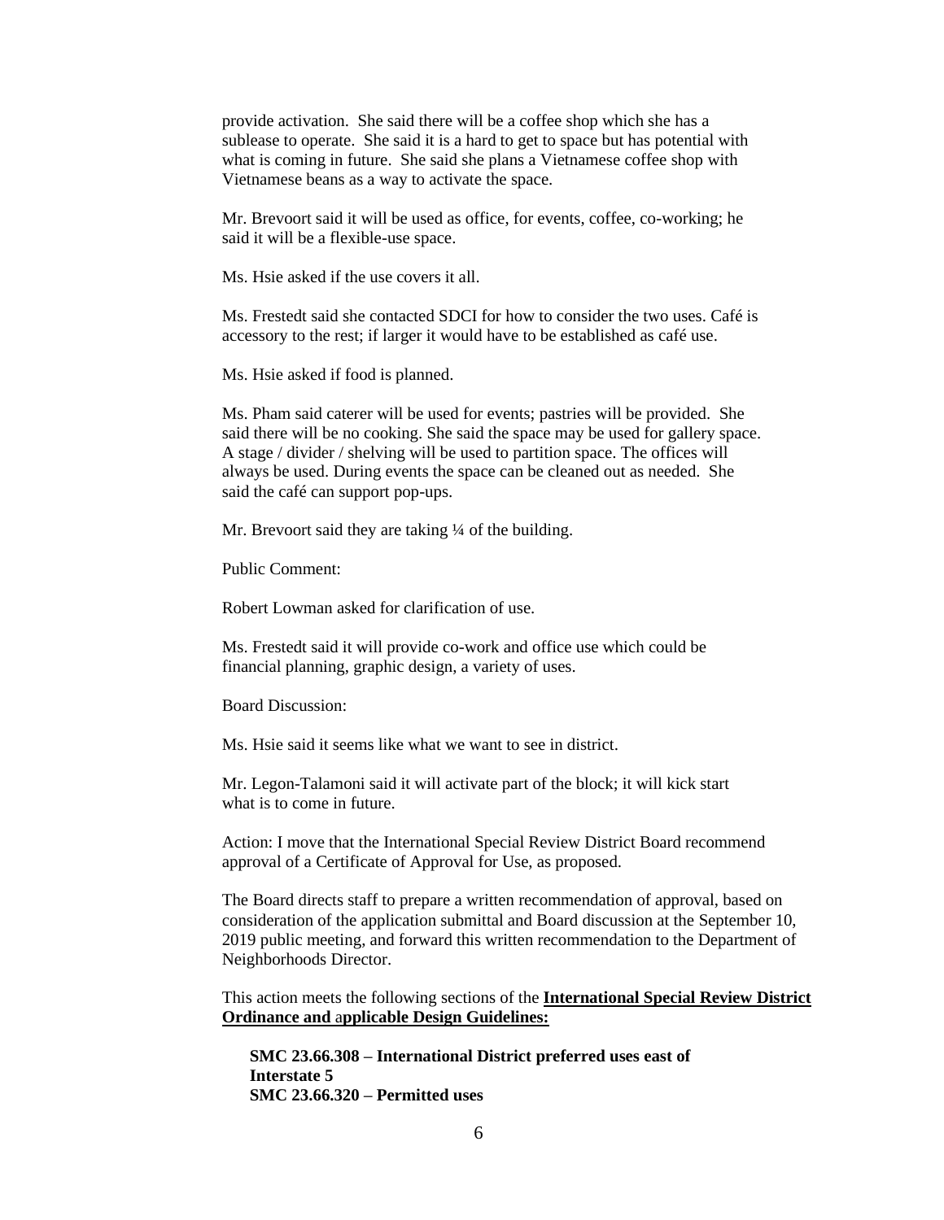provide activation. She said there will be a coffee shop which she has a sublease to operate. She said it is a hard to get to space but has potential with what is coming in future. She said she plans a Vietnamese coffee shop with Vietnamese beans as a way to activate the space.

Mr. Brevoort said it will be used as office, for events, coffee, co-working; he said it will be a flexible-use space.

Ms. Hsie asked if the use covers it all.

Ms. Frestedt said she contacted SDCI for how to consider the two uses. Café is accessory to the rest; if larger it would have to be established as café use.

Ms. Hsie asked if food is planned.

Ms. Pham said caterer will be used for events; pastries will be provided. She said there will be no cooking. She said the space may be used for gallery space. A stage / divider / shelving will be used to partition space. The offices will always be used. During events the space can be cleaned out as needed. She said the café can support pop-ups.

Mr. Brevoort said they are taking ¼ of the building.

Public Comment:

Robert Lowman asked for clarification of use.

Ms. Frestedt said it will provide co-work and office use which could be financial planning, graphic design, a variety of uses.

Board Discussion:

Ms. Hsie said it seems like what we want to see in district.

Mr. Legon-Talamoni said it will activate part of the block; it will kick start what is to come in future.

Action: I move that the International Special Review District Board recommend approval of a Certificate of Approval for Use, as proposed.

The Board directs staff to prepare a written recommendation of approval, based on consideration of the application submittal and Board discussion at the September 10, 2019 public meeting, and forward this written recommendation to the Department of Neighborhoods Director.

This action meets the following sections of the **International Special Review District Ordinance and applicable Design Guidelines:**

**SMC 23.66.308 – International District preferred uses east of Interstate 5**
**SMC 23.66.320 – Permitted uses**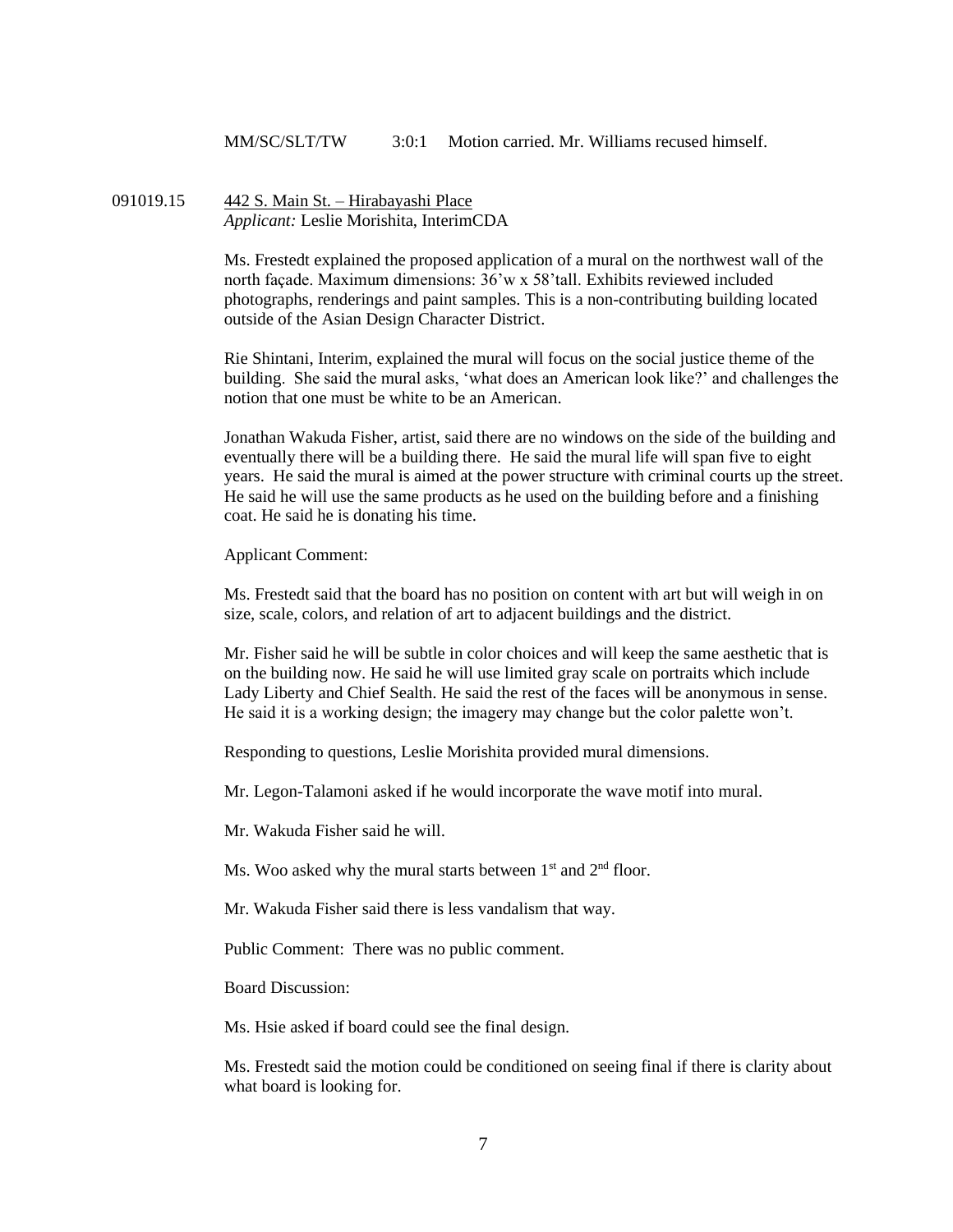MM/SC/SLT/TW 3:0:1 Motion carried. Mr. Williams recused himself.

091019.15 442 S. Main St. – Hirabayashi Place
*Applicant:* Leslie Morishita, InterimCDA

Ms. Frestedt explained the proposed application of a mural on the northwest wall of the north façade. Maximum dimensions: 36'w x 58'tall. Exhibits reviewed included photographs, renderings and paint samples. This is a non-contributing building located outside of the Asian Design Character District.

Rie Shintani, Interim, explained the mural will focus on the social justice theme of the building. She said the mural asks, 'what does an American look like?' and challenges the notion that one must be white to be an American.

Jonathan Wakuda Fisher, artist, said there are no windows on the side of the building and eventually there will be a building there. He said the mural life will span five to eight years. He said the mural is aimed at the power structure with criminal courts up the street. He said he will use the same products as he used on the building before and a finishing coat. He said he is donating his time.

Applicant Comment:

Ms. Frestedt said that the board has no position on content with art but will weigh in on size, scale, colors, and relation of art to adjacent buildings and the district.

Mr. Fisher said he will be subtle in color choices and will keep the same aesthetic that is on the building now. He said he will use limited gray scale on portraits which include Lady Liberty and Chief Sealth. He said the rest of the faces will be anonymous in sense. He said it is a working design; the imagery may change but the color palette won't.

Responding to questions, Leslie Morishita provided mural dimensions.

Mr. Legon-Talamoni asked if he would incorporate the wave motif into mural.

Mr. Wakuda Fisher said he will.

Ms. Woo asked why the mural starts between 1st and 2nd floor.

Mr. Wakuda Fisher said there is less vandalism that way.

Public Comment: There was no public comment.

Board Discussion:

Ms. Hsie asked if board could see the final design.

Ms. Frestedt said the motion could be conditioned on seeing final if there is clarity about what board is looking for.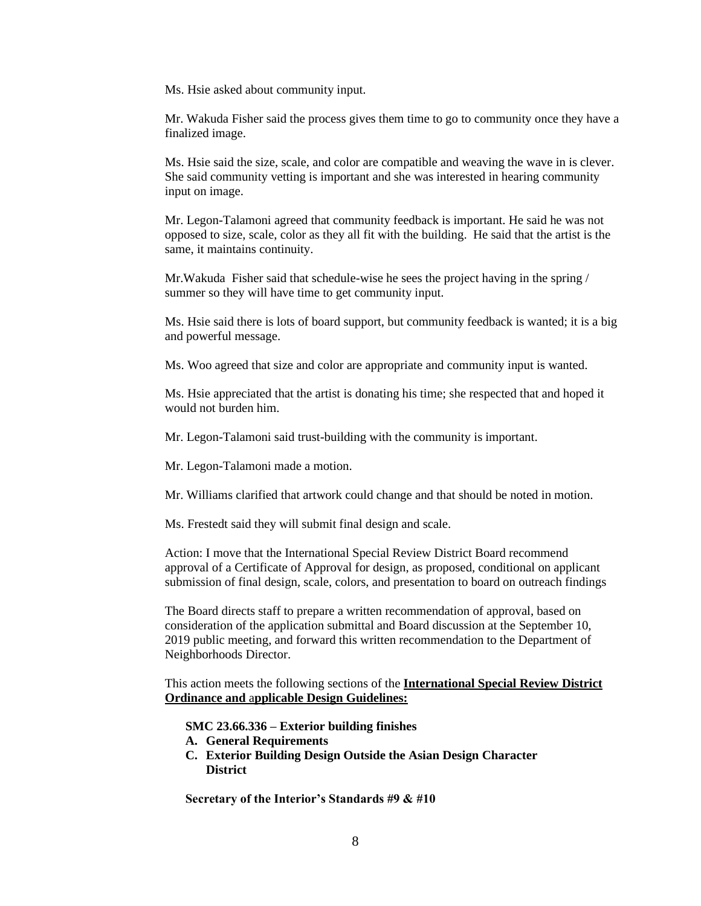Ms. Hsie asked about community input.

Mr. Wakuda Fisher said the process gives them time to go to community once they have a finalized image.

Ms. Hsie said the size, scale, and color are compatible and weaving the wave in is clever. She said community vetting is important and she was interested in hearing community input on image.

Mr. Legon-Talamoni agreed that community feedback is important. He said he was not opposed to size, scale, color as they all fit with the building. He said that the artist is the same, it maintains continuity.

Mr.Wakuda Fisher said that schedule-wise he sees the project having in the spring / summer so they will have time to get community input.

Ms. Hsie said there is lots of board support, but community feedback is wanted; it is a big and powerful message.

Ms. Woo agreed that size and color are appropriate and community input is wanted.

Ms. Hsie appreciated that the artist is donating his time; she respected that and hoped it would not burden him.

Mr. Legon-Talamoni said trust-building with the community is important.

Mr. Legon-Talamoni made a motion.

Mr. Williams clarified that artwork could change and that should be noted in motion.

Ms. Frestedt said they will submit final design and scale.

Action: I move that the International Special Review District Board recommend approval of a Certificate of Approval for design, as proposed, conditional on applicant submission of final design, scale, colors, and presentation to board on outreach findings

The Board directs staff to prepare a written recommendation of approval, based on consideration of the application submittal and Board discussion at the September 10, 2019 public meeting, and forward this written recommendation to the Department of Neighborhoods Director.

This action meets the following sections of the **International Special Review District Ordinance and applicable Design Guidelines:**

**SMC 23.66.336 – Exterior building finishes**

**A. General Requirements**

**C. Exterior Building Design Outside the Asian Design Character District**

**Secretary of the Interior's Standards #9 & #10**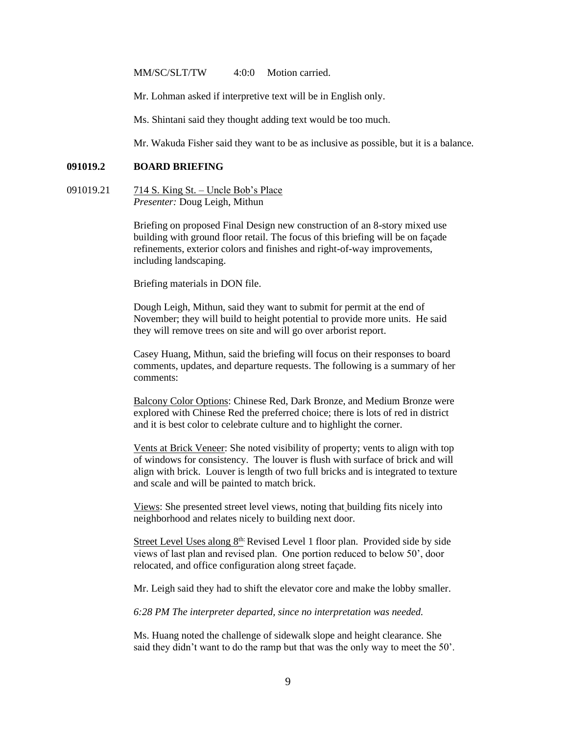MM/SC/SLT/TW 4:0:0 Motion carried.

Mr. Lohman asked if interpretive text will be in English only.

Ms. Shintani said they thought adding text would be too much.

Mr. Wakuda Fisher said they want to be as inclusive as possible, but it is a balance.

**091019.2 BOARD BRIEFING**

091019.21 714 S. King St. – Uncle Bob's Place
*Presenter:* Doug Leigh, Mithun

Briefing on proposed Final Design new construction of an 8-story mixed use building with ground floor retail. The focus of this briefing will be on façade refinements, exterior colors and finishes and right-of-way improvements, including landscaping.

Briefing materials in DON file.

Dough Leigh, Mithun, said they want to submit for permit at the end of November; they will build to height potential to provide more units. He said they will remove trees on site and will go over arborist report.

Casey Huang, Mithun, said the briefing will focus on their responses to board comments, updates, and departure requests. The following is a summary of her comments:

Balcony Color Options: Chinese Red, Dark Bronze, and Medium Bronze were explored with Chinese Red the preferred choice; there is lots of red in district and it is best color to celebrate culture and to highlight the corner.

Vents at Brick Veneer: She noted visibility of property; vents to align with top of windows for consistency. The louver is flush with surface of brick and will align with brick. Louver is length of two full bricks and is integrated to texture and scale and will be painted to match brick.

Views: She presented street level views, noting that building fits nicely into neighborhood and relates nicely to building next door.

Street Level Uses along 8th: Revised Level 1 floor plan. Provided side by side views of last plan and revised plan. One portion reduced to below 50', door relocated, and office configuration along street façade.

Mr. Leigh said they had to shift the elevator core and make the lobby smaller.

*6:28 PM The interpreter departed, since no interpretation was needed.*

Ms. Huang noted the challenge of sidewalk slope and height clearance. She said they didn't want to do the ramp but that was the only way to meet the 50'.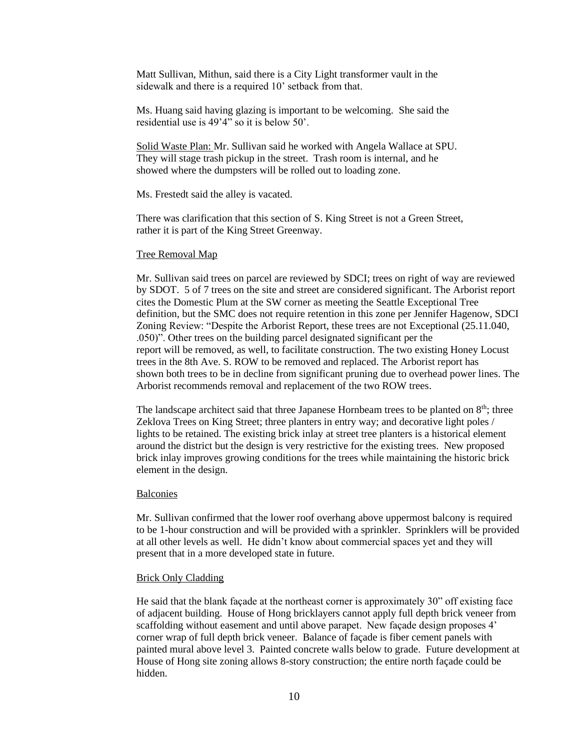Matt Sullivan, Mithun, said there is a City Light transformer vault in the sidewalk and there is a required 10' setback from that.

Ms. Huang said having glazing is important to be welcoming. She said the residential use is 49'4" so it is below 50'.

Solid Waste Plan: Mr. Sullivan said he worked with Angela Wallace at SPU. They will stage trash pickup in the street. Trash room is internal, and he showed where the dumpsters will be rolled out to loading zone.

Ms. Frestedt said the alley is vacated.

There was clarification that this section of S. King Street is not a Green Street, rather it is part of the King Street Greenway.

Tree Removal Map

Mr. Sullivan said trees on parcel are reviewed by SDCI; trees on right of way are reviewed by SDOT. 5 of 7 trees on the site and street are considered significant. The Arborist report cites the Domestic Plum at the SW corner as meeting the Seattle Exceptional Tree definition, but the SMC does not require retention in this zone per Jennifer Hagenow, SDCI Zoning Review: "Despite the Arborist Report, these trees are not Exceptional (25.11.040, .050)". Other trees on the building parcel designated significant per the report will be removed, as well, to facilitate construction. The two existing Honey Locust trees in the 8th Ave. S. ROW to be removed and replaced. The Arborist report has shown both trees to be in decline from significant pruning due to overhead power lines. The Arborist recommends removal and replacement of the two ROW trees.

The landscape architect said that three Japanese Hornbeam trees to be planted on 8th; three Zeklova Trees on King Street; three planters in entry way; and decorative light poles / lights to be retained. The existing brick inlay at street tree planters is a historical element around the district but the design is very restrictive for the existing trees. New proposed brick inlay improves growing conditions for the trees while maintaining the historic brick element in the design.

Balconies

Mr. Sullivan confirmed that the lower roof overhang above uppermost balcony is required to be 1-hour construction and will be provided with a sprinkler. Sprinklers will be provided at all other levels as well. He didn't know about commercial spaces yet and they will present that in a more developed state in future.

Brick Only Cladding

He said that the blank façade at the northeast corner is approximately 30" off existing face of adjacent building. House of Hong bricklayers cannot apply full depth brick veneer from scaffolding without easement and until above parapet. New façade design proposes 4' corner wrap of full depth brick veneer. Balance of façade is fiber cement panels with painted mural above level 3. Painted concrete walls below to grade. Future development at House of Hong site zoning allows 8-story construction; the entire north façade could be hidden.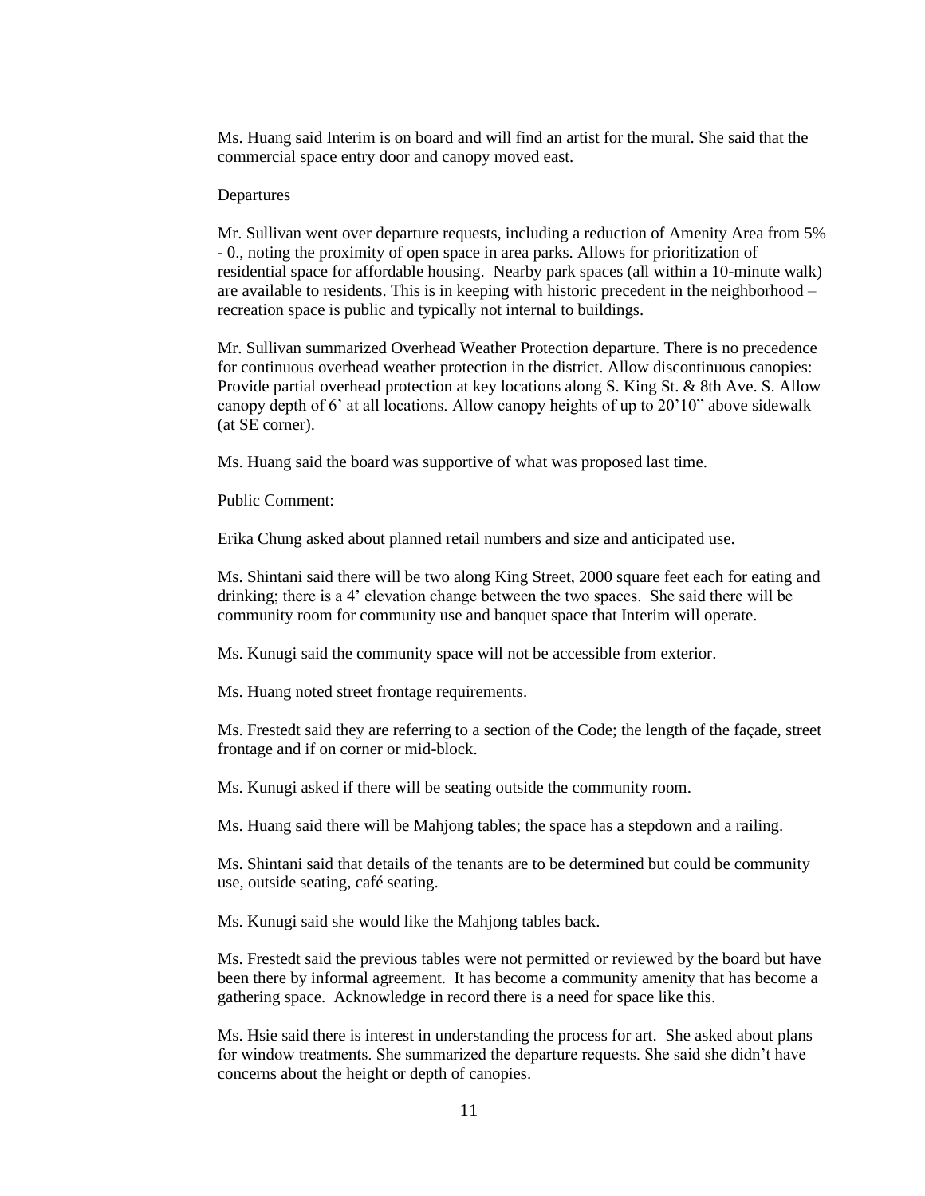Ms. Huang said Interim is on board and will find an artist for the mural. She said that the commercial space entry door and canopy moved east.

Departures

Mr. Sullivan went over departure requests, including a reduction of Amenity Area from 5% - 0., noting the proximity of open space in area parks. Allows for prioritization of residential space for affordable housing. Nearby park spaces (all within a 10-minute walk) are available to residents. This is in keeping with historic precedent in the neighborhood – recreation space is public and typically not internal to buildings.

Mr. Sullivan summarized Overhead Weather Protection departure. There is no precedence for continuous overhead weather protection in the district. Allow discontinuous canopies: Provide partial overhead protection at key locations along S. King St. & 8th Ave. S. Allow canopy depth of 6' at all locations. Allow canopy heights of up to 20'10" above sidewalk (at SE corner).

Ms. Huang said the board was supportive of what was proposed last time.

Public Comment:

Erika Chung asked about planned retail numbers and size and anticipated use.

Ms. Shintani said there will be two along King Street, 2000 square feet each for eating and drinking; there is a 4' elevation change between the two spaces. She said there will be community room for community use and banquet space that Interim will operate.

Ms. Kunugi said the community space will not be accessible from exterior.

Ms. Huang noted street frontage requirements.

Ms. Frestedt said they are referring to a section of the Code; the length of the façade, street frontage and if on corner or mid-block.

Ms. Kunugi asked if there will be seating outside the community room.

Ms. Huang said there will be Mahjong tables; the space has a stepdown and a railing.

Ms. Shintani said that details of the tenants are to be determined but could be community use, outside seating, café seating.

Ms. Kunugi said she would like the Mahjong tables back.

Ms. Frestedt said the previous tables were not permitted or reviewed by the board but have been there by informal agreement. It has become a community amenity that has become a gathering space. Acknowledge in record there is a need for space like this.

Ms. Hsie said there is interest in understanding the process for art. She asked about plans for window treatments. She summarized the departure requests. She said she didn't have concerns about the height or depth of canopies.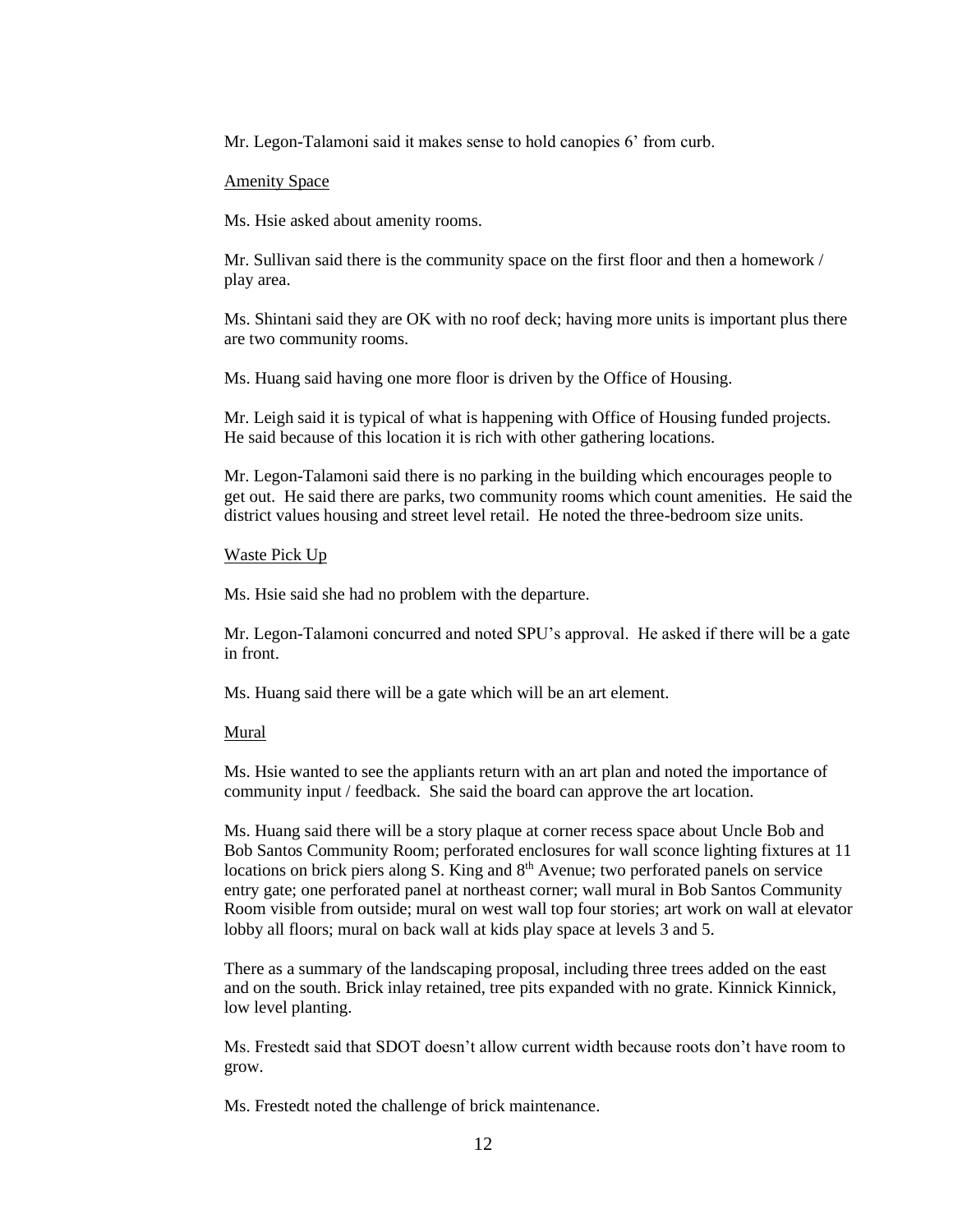Mr. Legon-Talamoni said it makes sense to hold canopies 6' from curb.

Amenity Space

Ms. Hsie asked about amenity rooms.

Mr. Sullivan said there is the community space on the first floor and then a homework / play area.

Ms. Shintani said they are OK with no roof deck; having more units is important plus there are two community rooms.

Ms. Huang said having one more floor is driven by the Office of Housing.

Mr. Leigh said it is typical of what is happening with Office of Housing funded projects. He said because of this location it is rich with other gathering locations.

Mr. Legon-Talamoni said there is no parking in the building which encourages people to get out. He said there are parks, two community rooms which count amenities. He said the district values housing and street level retail. He noted the three-bedroom size units.

Waste Pick Up

Ms. Hsie said she had no problem with the departure.

Mr. Legon-Talamoni concurred and noted SPU's approval. He asked if there will be a gate in front.

Ms. Huang said there will be a gate which will be an art element.

Mural

Ms. Hsie wanted to see the appliants return with an art plan and noted the importance of community input / feedback. She said the board can approve the art location.

Ms. Huang said there will be a story plaque at corner recess space about Uncle Bob and Bob Santos Community Room; perforated enclosures for wall sconce lighting fixtures at 11 locations on brick piers along S. King and 8th Avenue; two perforated panels on service entry gate; one perforated panel at northeast corner; wall mural in Bob Santos Community Room visible from outside; mural on west wall top four stories; art work on wall at elevator lobby all floors; mural on back wall at kids play space at levels 3 and 5.

There as a summary of the landscaping proposal, including three trees added on the east and on the south. Brick inlay retained, tree pits expanded with no grate. Kinnick Kinnick, low level planting.

Ms. Frestedt said that SDOT doesn't allow current width because roots don't have room to grow.

Ms. Frestedt noted the challenge of brick maintenance.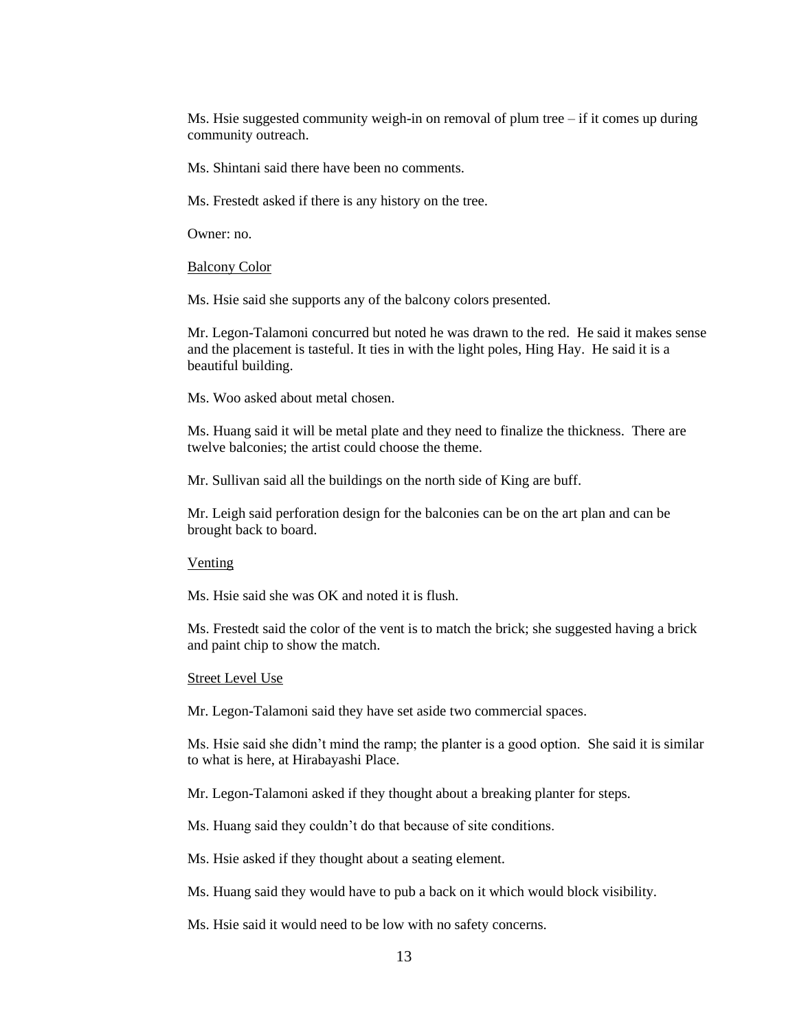Ms. Hsie suggested community weigh-in on removal of plum tree – if it comes up during community outreach.

Ms. Shintani said there have been no comments.

Ms. Frestedt asked if there is any history on the tree.

Owner: no.

<u>Balcony Color</u>

Ms. Hsie said she supports any of the balcony colors presented.

Mr. Legon-Talamoni concurred but noted he was drawn to the red. He said it makes sense and the placement is tasteful. It ties in with the light poles, Hing Hay. He said it is a beautiful building.

Ms. Woo asked about metal chosen.

Ms. Huang said it will be metal plate and they need to finalize the thickness. There are twelve balconies; the artist could choose the theme.

Mr. Sullivan said all the buildings on the north side of King are buff.

Mr. Leigh said perforation design for the balconies can be on the art plan and can be brought back to board.

<u>Venting</u>

Ms. Hsie said she was OK and noted it is flush.

Ms. Frestedt said the color of the vent is to match the brick; she suggested having a brick and paint chip to show the match.

<u>Street Level Use</u>

Mr. Legon-Talamoni said they have set aside two commercial spaces.

Ms. Hsie said she didn't mind the ramp; the planter is a good option. She said it is similar to what is here, at Hirabayashi Place.

Mr. Legon-Talamoni asked if they thought about a breaking planter for steps.

Ms. Huang said they couldn't do that because of site conditions.

Ms. Hsie asked if they thought about a seating element.

Ms. Huang said they would have to pub a back on it which would block visibility.

Ms. Hsie said it would need to be low with no safety concerns.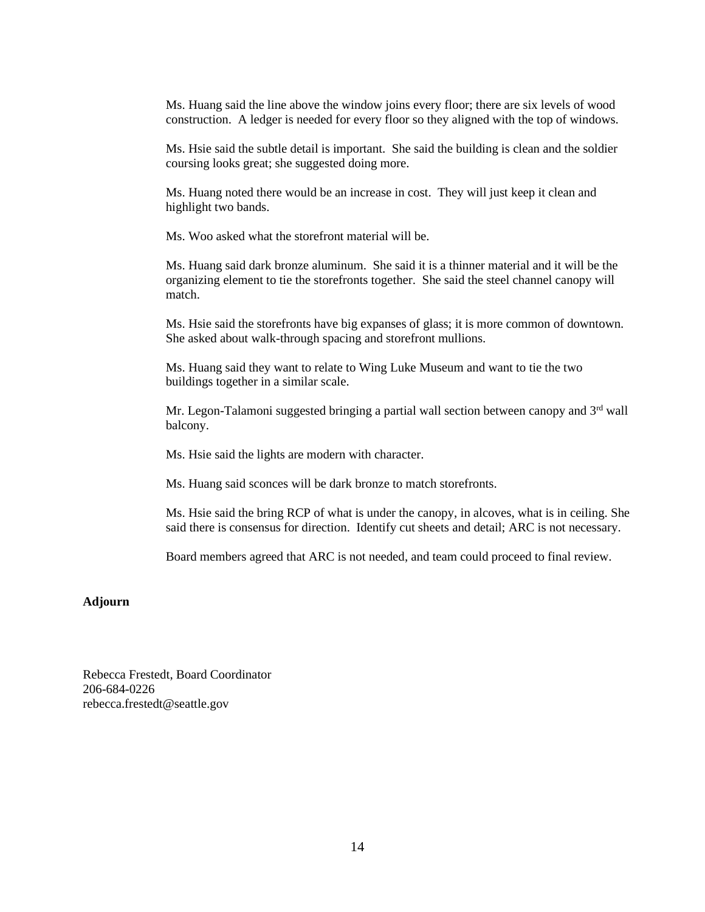Ms. Huang said the line above the window joins every floor; there are six levels of wood construction. A ledger is needed for every floor so they aligned with the top of windows.

Ms. Hsie said the subtle detail is important. She said the building is clean and the soldier coursing looks great; she suggested doing more.

Ms. Huang noted there would be an increase in cost. They will just keep it clean and highlight two bands.

Ms. Woo asked what the storefront material will be.

Ms. Huang said dark bronze aluminum. She said it is a thinner material and it will be the organizing element to tie the storefronts together. She said the steel channel canopy will match.

Ms. Hsie said the storefronts have big expanses of glass; it is more common of downtown. She asked about walk-through spacing and storefront mullions.

Ms. Huang said they want to relate to Wing Luke Museum and want to tie the two buildings together in a similar scale.

Mr. Legon-Talamoni suggested bringing a partial wall section between canopy and 3rd wall balcony.

Ms. Hsie said the lights are modern with character.

Ms. Huang said sconces will be dark bronze to match storefronts.

Ms. Hsie said the bring RCP of what is under the canopy, in alcoves, what is in ceiling. She said there is consensus for direction. Identify cut sheets and detail; ARC is not necessary.

Board members agreed that ARC is not needed, and team could proceed to final review.

**Adjourn**

Rebecca Frestedt, Board Coordinator
206-684-0226
rebecca.frestedt@seattle.gov